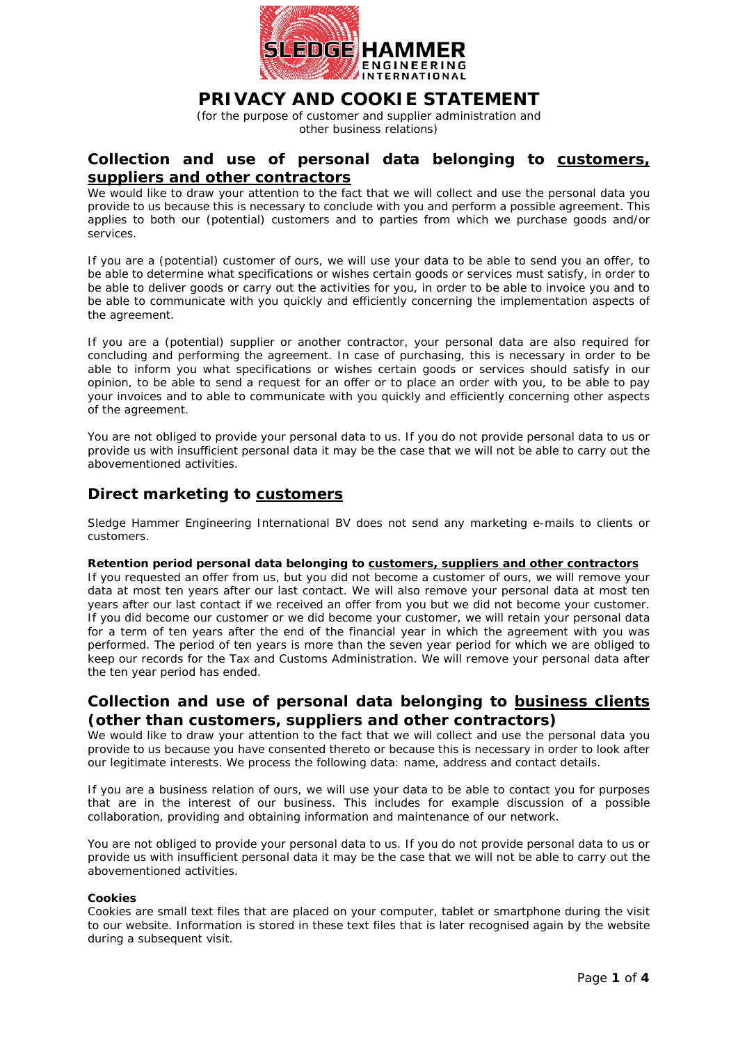# PRIVACY AND COOKIE STATEMENT

(for the purpose of customer and supplier administration and other business relations)

## Collection and use of personal data belonging to customers, suppliers and other contractors

We would like to draw your attention to the fact that we will collect and use the personal data you provide to us because this is necessary to conclude with you and perform a possible agreement. This applies to both our (potential) customers and to parties from which we purchase goods and/or services.

If you are a (potential) customer of ours, we will use your data to be able to send you an offer, to be able to determine what specifications or wishes certain goods or services must satisfy, in order to be able to deliver goods or carry out the activities for you, in order to be able to invoice you and to be able to communicate with you quickly and efficiently concerning the implementation aspects of the agreement.

If you are a (potential) supplier or another contractor, your personal data are also required for concluding and performing the agreement. In case of purchasing, this is necessary in order to be able to inform you what specifications or wishes certain goods or services should satisfy in our opinion, to be able to send a request for an offer or to place an order with you, to be able to pay your invoices and to able to communicate with you quickly and efficiently concerning other aspects of the agreement.

You are not obliged to provide your personal data to us. If you do not provide personal data to us or provide us with insufficient personal data it may be the case that we will not be able to carry out the abovementioned activities.

## Direct marketing to customers

Sledge Hammer Engineering International BV does not send any marketing e-mails to clients or customers.

**Retention period personal data belonging to customers, suppliers and other contractors**

If you requested an offer from us, but you did not become a customer of ours, we will remove your data at most ten years after our last contact. We will also remove your personal data at most ten years after our last contact if we received an offer from you but we did not become your customer. If you did become our customer or we did become your customer, we will retain your personal data for a term of ten years after the end of the financial year in which the agreement with you was performed. The period of ten years is more than the seven year period for which we are obliged to keep our records for the Tax and Customs Administration. We will remove your personal data after the ten year period has ended.

## Collection and use of personal data belonging to business clients (other than customers, suppliers and other contractors)

We would like to draw your attention to the fact that we will collect and use the personal data you provide to us because you have consented thereto or because this is necessary in order to look after our legitimate interests. We process the following data: name, address and contact details.

If you are a business relation of ours, we will use your data to be able to contact you for purposes that are in the interest of our business. This includes for example discussion of a possible collaboration, providing and obtaining information and maintenance of our network.

You are not obliged to provide your personal data to us. If you do not provide personal data to us or provide us with insufficient personal data it may be the case that we will not be able to carry out the abovementioned activities.

**Cookies**

Cookies are small text files that are placed on your computer, tablet or smartphone during the visit to our website. Information is stored in these text files that is later recognised again by the website during a subsequent visit.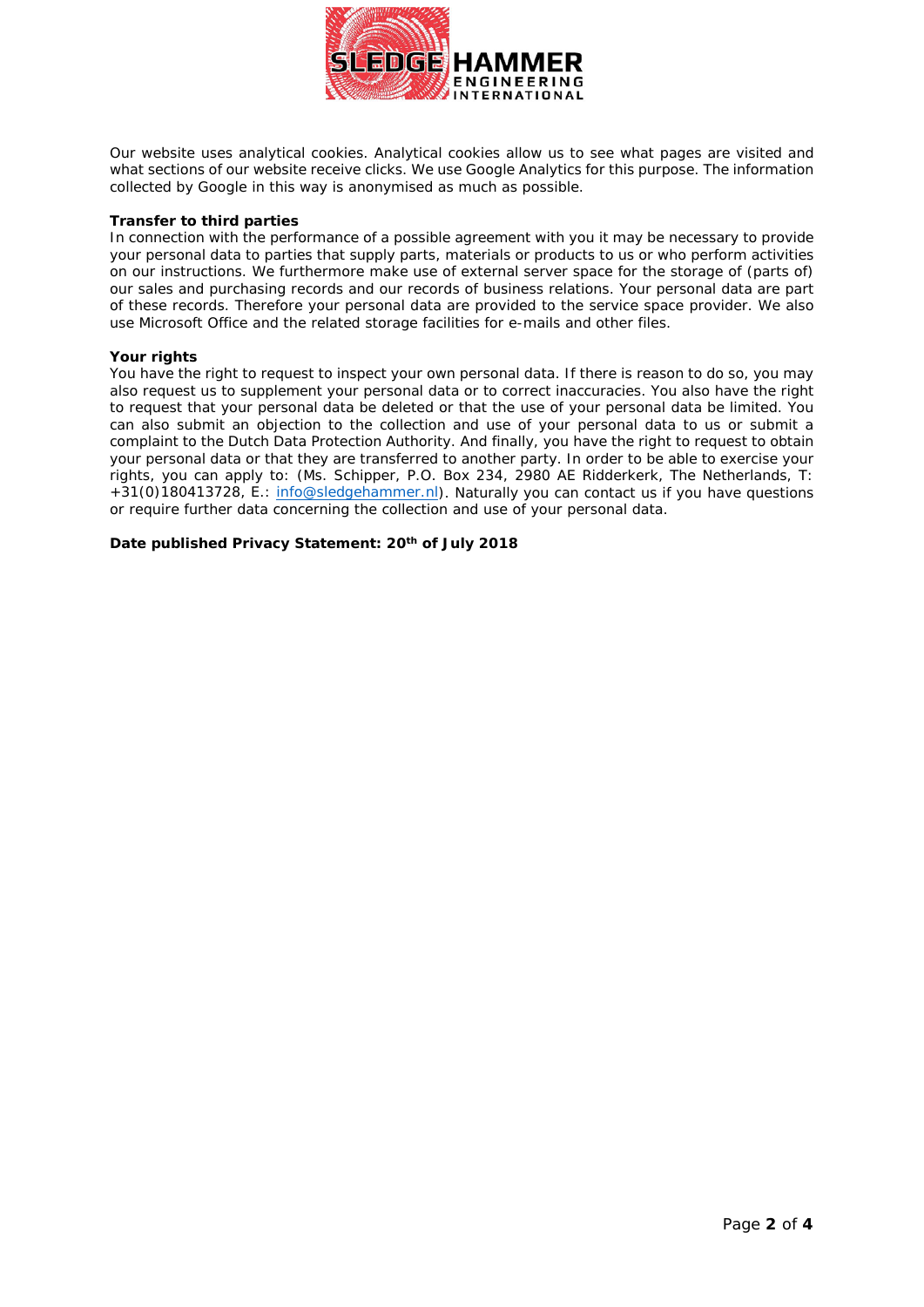Our website uses analytical cookies. Analytical cookies allow us to see what pages are visited and what sections of our website receive clicks. We use Google Analytics for this purpose. The information collected by Google in this way is anonymised as much as possible.

**Transfer to third parties**

In connection with the performance of a possible agreement with you it may be necessary to provide your personal data to parties that supply parts, materials or products to us or who perform activities on our instructions. We furthermore make use of external server space for the storage of (parts of) our sales and purchasing records and our records of business relations. Your personal data are part of these records. Therefore your personal data are provided to the service space provider. We also use Microsoft Office and the related storage facilities for e-mails and other files.

**Your rights**

You have the right to request to inspect your own personal data. If there is reason to do so, you may also request us to supplement your personal data or to correct inaccuracies. You also have the right to request that your personal data be deleted or that the use of your personal data be limited. You can also submit an objection to the collection and use of your personal data to us or submit a complaint to the Dutch Data Protection Authority. And finally, you have the right to request to obtain your personal data or that they are transferred to another party. In order to be able to exercise your rights, you can apply to: (Ms. Schipper, P.O. Box 234, 2980 AE Ridderkerk, The Netherlands, T: +31(0)180413728, E.: info@sledgehammer.nl). Naturally you can contact us if you have questions or require further data concerning the collection and use of your personal data.

**Date published Privacy Statement: 20th of July 2018**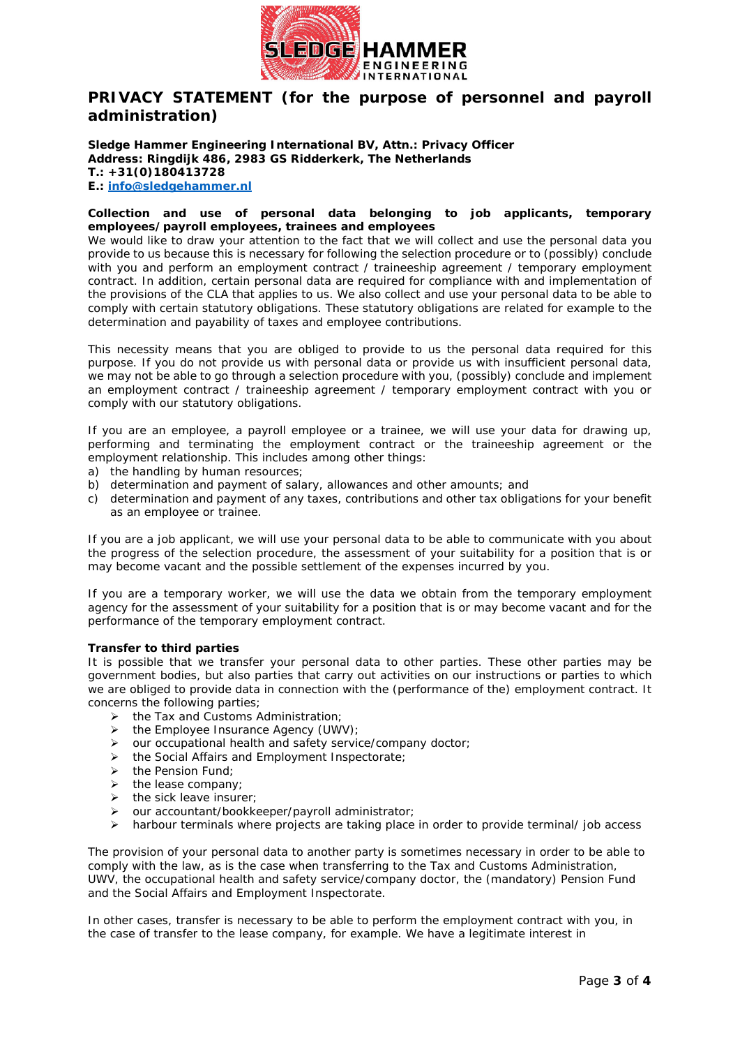# PRIVACY STATEMENT (for the purpose of personnel and payroll administration)

**Sledge Hammer Engineering International BV, Attn.: Privacy Officer**
**Address: Ringdijk 486, 2983 GS Ridderkerk, The Netherlands**
**T.: +31(0)180413728**
**E.: info@sledgehammer.nl**

**Collection and use of personal data belonging to job applicants, temporary employees/payroll employees, trainees and employees**
We would like to draw your attention to the fact that we will collect and use the personal data you provide to us because this is necessary for following the selection procedure or to (possibly) conclude with you and perform an employment contract / traineeship agreement / temporary employment contract. In addition, certain personal data are required for compliance with and implementation of the provisions of the CLA that applies to us. We also collect and use your personal data to be able to comply with certain statutory obligations. These statutory obligations are related for example to the determination and payability of taxes and employee contributions.

This necessity means that you are obliged to provide to us the personal data required for this purpose. If you do not provide us with personal data or provide us with insufficient personal data, we may not be able to go through a selection procedure with you, (possibly) conclude and implement an employment contract / traineeship agreement / temporary employment contract with you or comply with our statutory obligations.

If you are an employee, a payroll employee or a trainee, we will use your data for drawing up, performing and terminating the employment contract or the traineeship agreement or the employment relationship. This includes among other things:

a) the handling by human resources;
b) determination and payment of salary, allowances and other amounts; and
c) determination and payment of any taxes, contributions and other tax obligations for your benefit as an employee or trainee.

If you are a job applicant, we will use your personal data to be able to communicate with you about the progress of the selection procedure, the assessment of your suitability for a position that is or may become vacant and the possible settlement of the expenses incurred by you.

If you are a temporary worker, we will use the data we obtain from the temporary employment agency for the assessment of your suitability for a position that is or may become vacant and for the performance of the temporary employment contract.

**Transfer to third parties**
It is possible that we transfer your personal data to other parties. These other parties may be government bodies, but also parties that carry out activities on our instructions or parties to which we are obliged to provide data in connection with the (performance of the) employment contract. It concerns the following parties;

- the Tax and Customs Administration;
- the Employee Insurance Agency (UWV);
- our occupational health and safety service/company doctor;
- the Social Affairs and Employment Inspectorate;
- the Pension Fund;
- the lease company;
- the sick leave insurer;
- our accountant/bookkeeper/payroll administrator;
- harbour terminals where projects are taking place in order to provide terminal/ job access

The provision of your personal data to another party is sometimes necessary in order to be able to comply with the law, as is the case when transferring to the Tax and Customs Administration, UWV, the occupational health and safety service/company doctor, the (mandatory) Pension Fund and the Social Affairs and Employment Inspectorate.

In other cases, transfer is necessary to be able to perform the employment contract with you, in the case of transfer to the lease company, for example. We have a legitimate interest in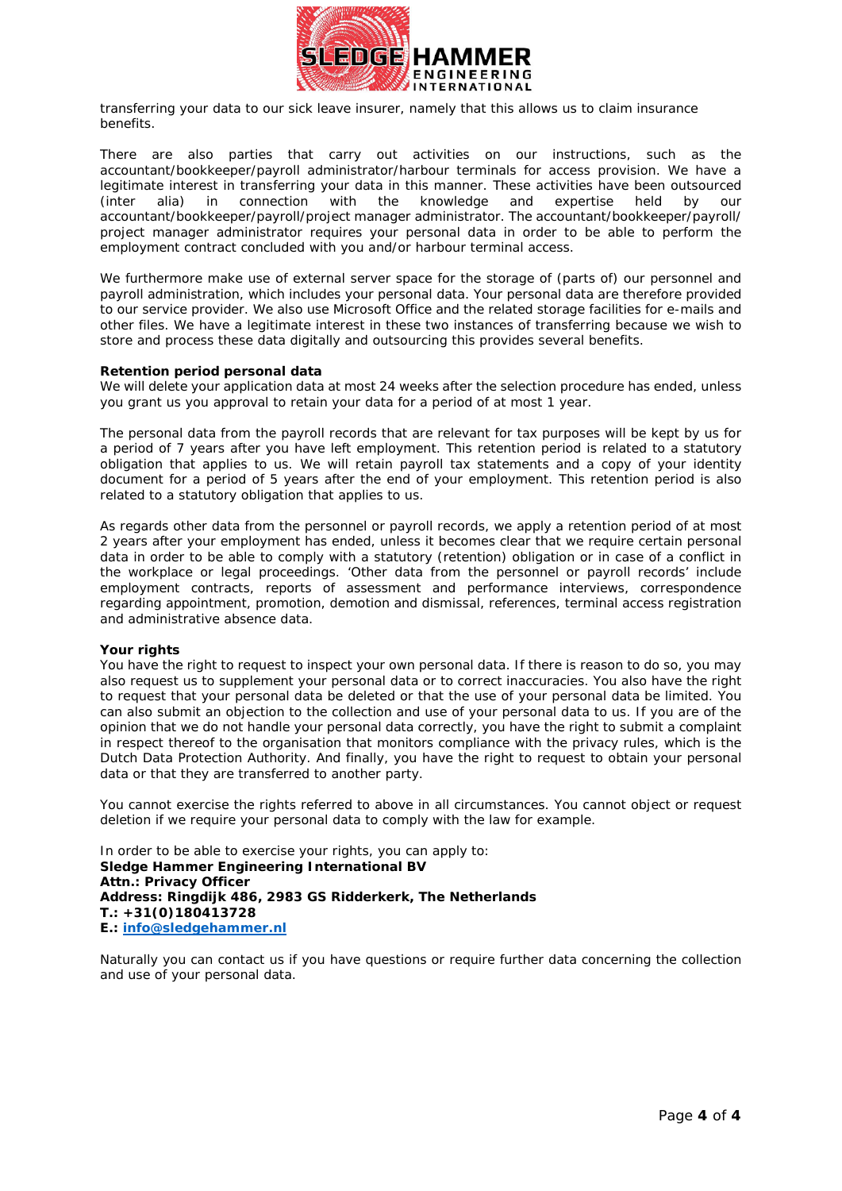transferring your data to our sick leave insurer, namely that this allows us to claim insurance benefits.

There are also parties that carry out activities on our instructions, such as the accountant/bookkeeper/payroll administrator/harbour terminals for access provision. We have a legitimate interest in transferring your data in this manner. These activities have been outsourced (inter alia) in connection with the knowledge and expertise held by our accountant/bookkeeper/payroll/project manager administrator. The accountant/bookkeeper/payroll/ project manager administrator requires your personal data in order to be able to perform the employment contract concluded with you and/or harbour terminal access.

We furthermore make use of external server space for the storage of (parts of) our personnel and payroll administration, which includes your personal data. Your personal data are therefore provided to our service provider. We also use Microsoft Office and the related storage facilities for e-mails and other files. We have a legitimate interest in these two instances of transferring because we wish to store and process these data digitally and outsourcing this provides several benefits.

**Retention period personal data**

We will delete your application data at most 24 weeks after the selection procedure has ended, unless you grant us you approval to retain your data for a period of at most 1 year.

The personal data from the payroll records that are relevant for tax purposes will be kept by us for a period of 7 years after you have left employment. This retention period is related to a statutory obligation that applies to us. We will retain payroll tax statements and a copy of your identity document for a period of 5 years after the end of your employment. This retention period is also related to a statutory obligation that applies to us.

As regards other data from the personnel or payroll records, we apply a retention period of at most 2 years after your employment has ended, unless it becomes clear that we require certain personal data in order to be able to comply with a statutory (retention) obligation or in case of a conflict in the workplace or legal proceedings. 'Other data from the personnel or payroll records' include employment contracts, reports of assessment and performance interviews, correspondence regarding appointment, promotion, demotion and dismissal, references, terminal access registration and administrative absence data.

**Your rights**

You have the right to request to inspect your own personal data. If there is reason to do so, you may also request us to supplement your personal data or to correct inaccuracies. You also have the right to request that your personal data be deleted or that the use of your personal data be limited. You can also submit an objection to the collection and use of your personal data to us. If you are of the opinion that we do not handle your personal data correctly, you have the right to submit a complaint in respect thereof to the organisation that monitors compliance with the privacy rules, which is the Dutch Data Protection Authority. And finally, you have the right to request to obtain your personal data or that they are transferred to another party.

You cannot exercise the rights referred to above in all circumstances. You cannot object or request deletion if we require your personal data to comply with the law for example.

In order to be able to exercise your rights, you can apply to:
**Sledge Hammer Engineering International BV**
**Attn.: Privacy Officer**
**Address: Ringdijk 486, 2983 GS Ridderkerk, The Netherlands**
**T.: +31(0)180413728**
**E.: info@sledgehammer.nl**

Naturally you can contact us if you have questions or require further data concerning the collection and use of your personal data.